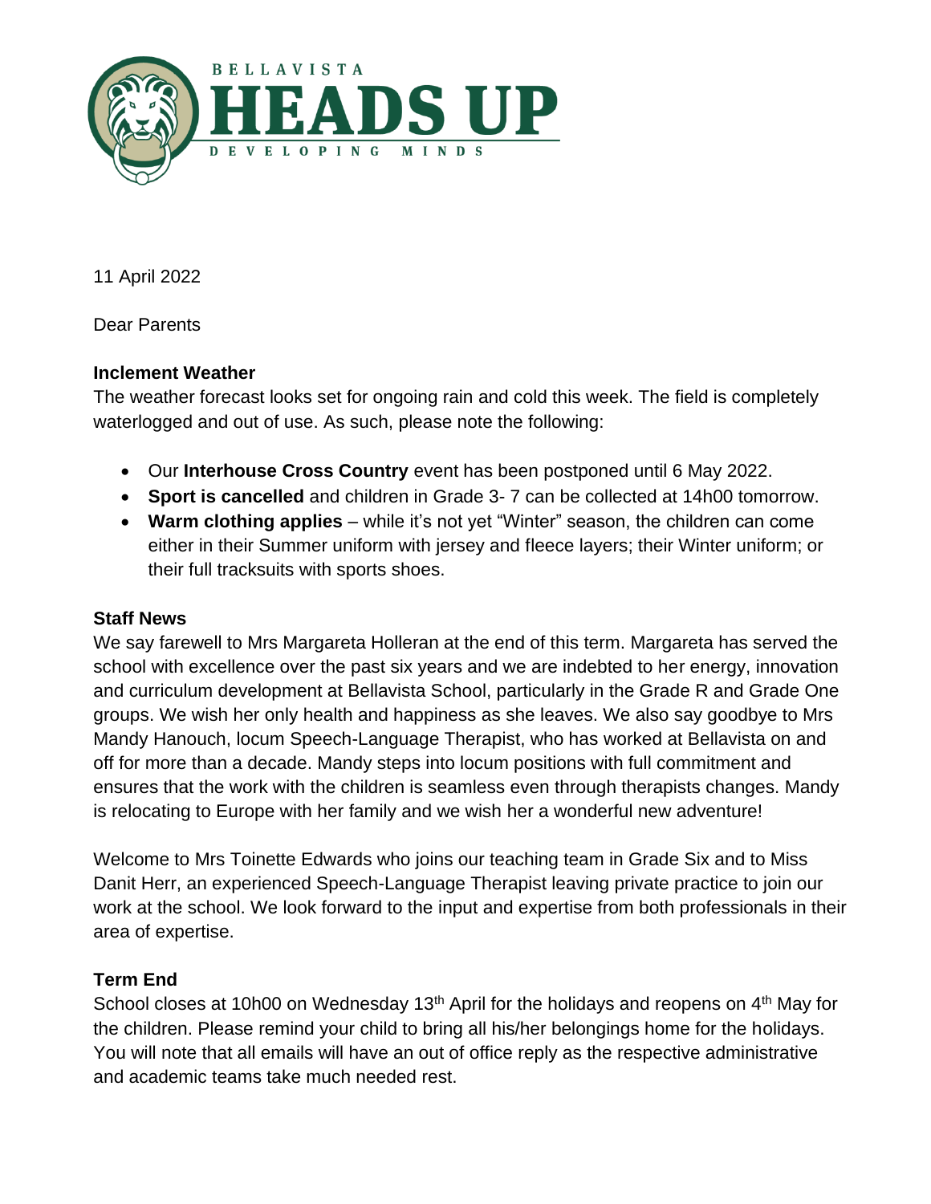BELLAVISTA

# HEADS UP

DEVELOPING MINDS

11 April 2022

Dear Parents

**Inclement Weather**

The weather forecast looks set for ongoing rain and cold this week. The field is completely waterlogged and out of use. As such, please note the following:

- Our **Interhouse Cross Country** event has been postponed until 6 May 2022.
- **Sport is cancelled** and children in Grade 3- 7 can be collected at 14h00 tomorrow.
- **Warm clothing applies** – while it's not yet "Winter" season, the children can come either in their Summer uniform with jersey and fleece layers; their Winter uniform; or their full tracksuits with sports shoes.

**Staff News**

We say farewell to Mrs Margareta Holleran at the end of this term. Margareta has served the school with excellence over the past six years and we are indebted to her energy, innovation and curriculum development at Bellavista School, particularly in the Grade R and Grade One groups. We wish her only health and happiness as she leaves. We also say goodbye to Mrs Mandy Hanouch, locum Speech-Language Therapist, who has worked at Bellavista on and off for more than a decade. Mandy steps into locum positions with full commitment and ensures that the work with the children is seamless even through therapists changes. Mandy is relocating to Europe with her family and we wish her a wonderful new adventure!

Welcome to Mrs Toinette Edwards who joins our teaching team in Grade Six and to Miss Danit Herr, an experienced Speech-Language Therapist leaving private practice to join our work at the school. We look forward to the input and expertise from both professionals in their area of expertise.

**Term End**

School closes at 10h00 on Wednesday 13th April for the holidays and reopens on 4th May for the children. Please remind your child to bring all his/her belongings home for the holidays. You will note that all emails will have an out of office reply as the respective administrative and academic teams take much needed rest.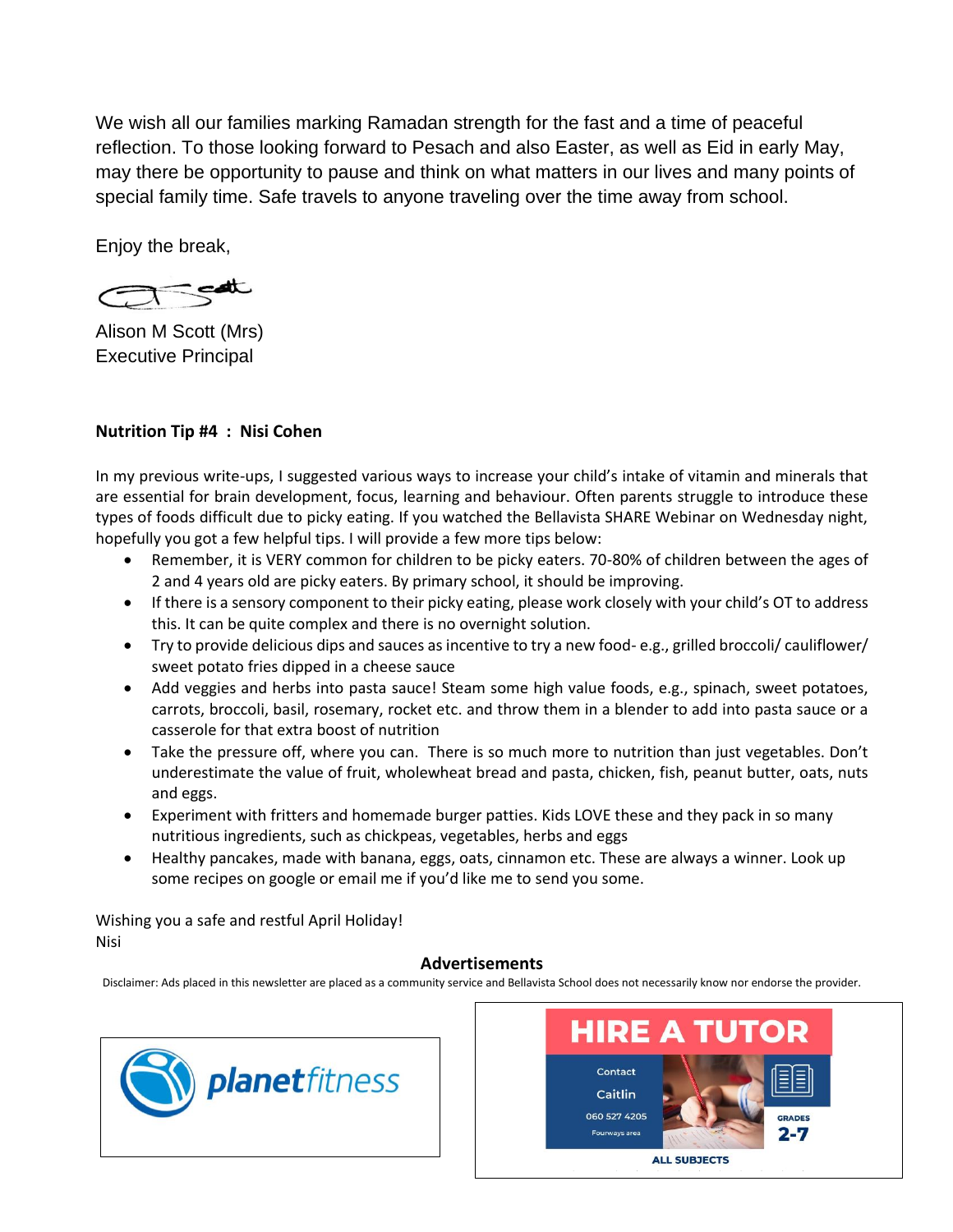We wish all our families marking Ramadan strength for the fast and a time of peaceful reflection. To those looking forward to Pesach and also Easter, as well as Eid in early May, may there be opportunity to pause and think on what matters in our lives and many points of special family time. Safe travels to anyone traveling over the time away from school.

Enjoy the break,

Alison M Scott (Mrs)
Executive Principal

**Nutrition Tip #4 : Nisi Cohen**

In my previous write-ups, I suggested various ways to increase your child's intake of vitamin and minerals that are essential for brain development, focus, learning and behaviour. Often parents struggle to introduce these types of foods difficult due to picky eating. If you watched the Bellavista SHARE Webinar on Wednesday night, hopefully you got a few helpful tips. I will provide a few more tips below:

- Remember, it is VERY common for children to be picky eaters. 70-80% of children between the ages of 2 and 4 years old are picky eaters. By primary school, it should be improving.
- If there is a sensory component to their picky eating, please work closely with your child's OT to address this. It can be quite complex and there is no overnight solution.
- Try to provide delicious dips and sauces as incentive to try a new food- e.g., grilled broccoli/ cauliflower/ sweet potato fries dipped in a cheese sauce
- Add veggies and herbs into pasta sauce! Steam some high value foods, e.g., spinach, sweet potatoes, carrots, broccoli, basil, rosemary, rocket etc. and throw them in a blender to add into pasta sauce or a casserole for that extra boost of nutrition
- Take the pressure off, where you can. There is so much more to nutrition than just vegetables. Don't underestimate the value of fruit, wholewheat bread and pasta, chicken, fish, peanut butter, oats, nuts and eggs.
- Experiment with fritters and homemade burger patties. Kids LOVE these and they pack in so many nutritious ingredients, such as chickpeas, vegetables, herbs and eggs
- Healthy pancakes, made with banana, eggs, oats, cinnamon etc. These are always a winner. Look up some recipes on google or email me if you'd like me to send you some.

Wishing you a safe and restful April Holiday!
Nisi

## Advertisements

Disclaimer: Ads placed in this newsletter are placed as a community service and Bellavista School does not necessarily know nor endorse the provider.

planetfitness

HIRE A TUTOR

Contact
Caitlin
060 527 4205
Fourways area

GRADES
2-7

ALL SUBJECTS